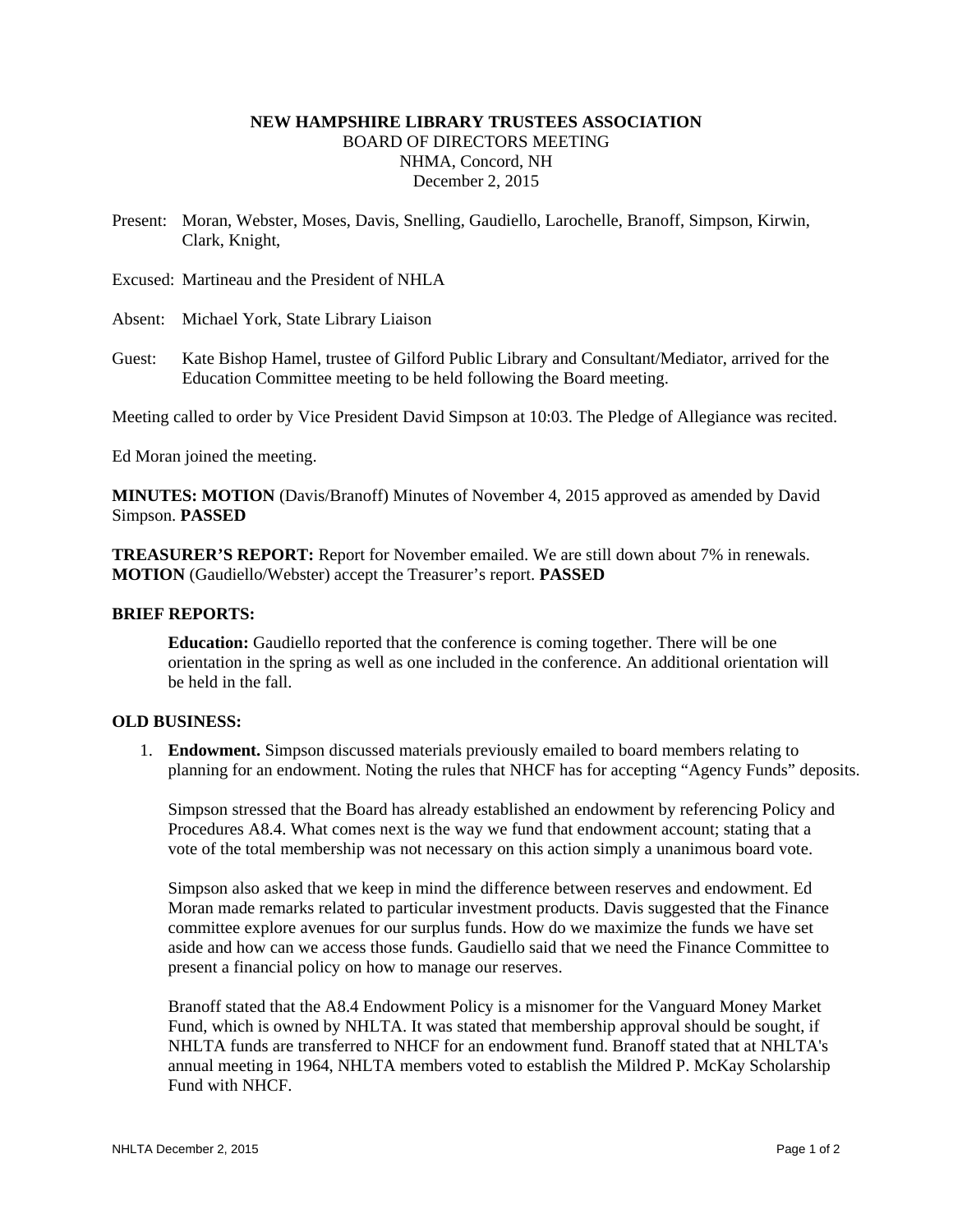**NEW HAMPSHIRE LIBRARY TRUSTEES ASSOCIATION**
BOARD OF DIRECTORS MEETING
NHMA, Concord, NH
December 2, 2015

Present: Moran, Webster, Moses, Davis, Snelling, Gaudiello, Larochelle, Branoff, Simpson, Kirwin, Clark, Knight,

Excused: Martineau and the President of NHLA

Absent: Michael York, State Library Liaison

Guest: Kate Bishop Hamel, trustee of Gilford Public Library and Consultant/Mediator, arrived for the Education Committee meeting to be held following the Board meeting.

Meeting called to order by Vice President David Simpson at 10:03. The Pledge of Allegiance was recited.

Ed Moran joined the meeting.

**MINUTES: MOTION** (Davis/Branoff) Minutes of November 4, 2015 approved as amended by David Simpson. **PASSED**

**TREASURER'S REPORT:** Report for November emailed. We are still down about 7% in renewals. **MOTION** (Gaudiello/Webster) accept the Treasurer's report. **PASSED**

**BRIEF REPORTS:**

**Education:** Gaudiello reported that the conference is coming together. There will be one orientation in the spring as well as one included in the conference. An additional orientation will be held in the fall.

**OLD BUSINESS:**

1. **Endowment.** Simpson discussed materials previously emailed to board members relating to planning for an endowment. Noting the rules that NHCF has for accepting "Agency Funds" deposits.

   Simpson stressed that the Board has already established an endowment by referencing Policy and Procedures A8.4. What comes next is the way we fund that endowment account; stating that a vote of the total membership was not necessary on this action simply a unanimous board vote.

   Simpson also asked that we keep in mind the difference between reserves and endowment. Ed Moran made remarks related to particular investment products. Davis suggested that the Finance committee explore avenues for our surplus funds. How do we maximize the funds we have set aside and how can we access those funds. Gaudiello said that we need the Finance Committee to present a financial policy on how to manage our reserves.

   Branoff stated that the A8.4 Endowment Policy is a misnomer for the Vanguard Money Market Fund, which is owned by NHLTA. It was stated that membership approval should be sought, if NHLTA funds are transferred to NHCF for an endowment fund. Branoff stated that at NHLTA's annual meeting in 1964, NHLTA members voted to establish the Mildred P. McKay Scholarship Fund with NHCF.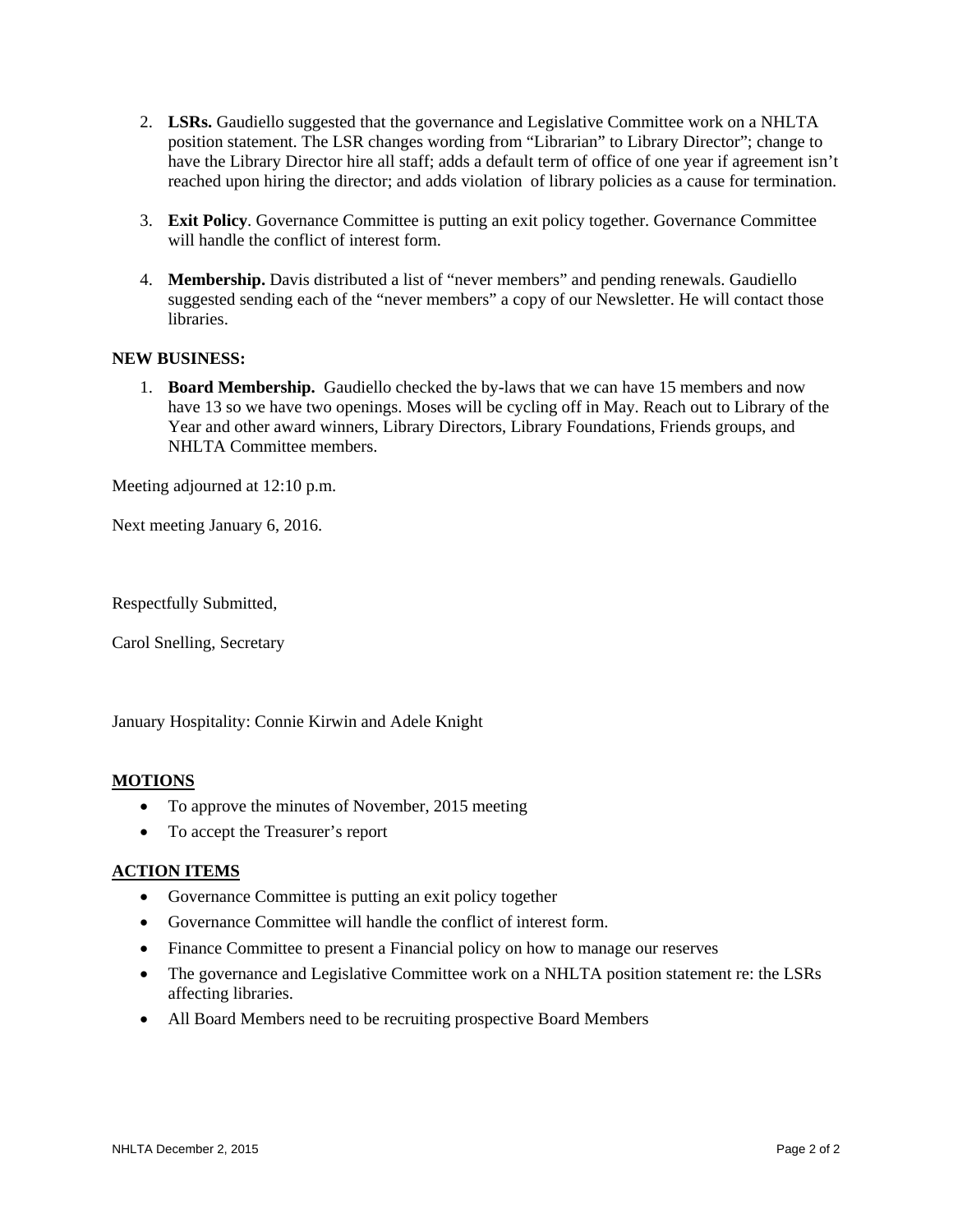2. **LSRs.** Gaudiello suggested that the governance and Legislative Committee work on a NHLTA position statement. The LSR changes wording from "Librarian" to Library Director"; change to have the Library Director hire all staff; adds a default term of office of one year if agreement isn't reached upon hiring the director; and adds violation of library policies as a cause for termination.

3. **Exit Policy**. Governance Committee is putting an exit policy together. Governance Committee will handle the conflict of interest form.

4. **Membership.** Davis distributed a list of "never members" and pending renewals. Gaudiello suggested sending each of the "never members" a copy of our Newsletter. He will contact those libraries.

**NEW BUSINESS:**

1. **Board Membership.** Gaudiello checked the by-laws that we can have 15 members and now have 13 so we have two openings. Moses will be cycling off in May. Reach out to Library of the Year and other award winners, Library Directors, Library Foundations, Friends groups, and NHLTA Committee members.

Meeting adjourned at 12:10 p.m.

Next meeting January 6, 2016.

Respectfully Submitted,

Carol Snelling, Secretary

January Hospitality: Connie Kirwin and Adele Knight

## MOTIONS

- To approve the minutes of November, 2015 meeting
- To accept the Treasurer's report

## ACTION ITEMS

- Governance Committee is putting an exit policy together
- Governance Committee will handle the conflict of interest form.
- Finance Committee to present a Financial policy on how to manage our reserves
- The governance and Legislative Committee work on a NHLTA position statement re: the LSRs affecting libraries.
- All Board Members need to be recruiting prospective Board Members